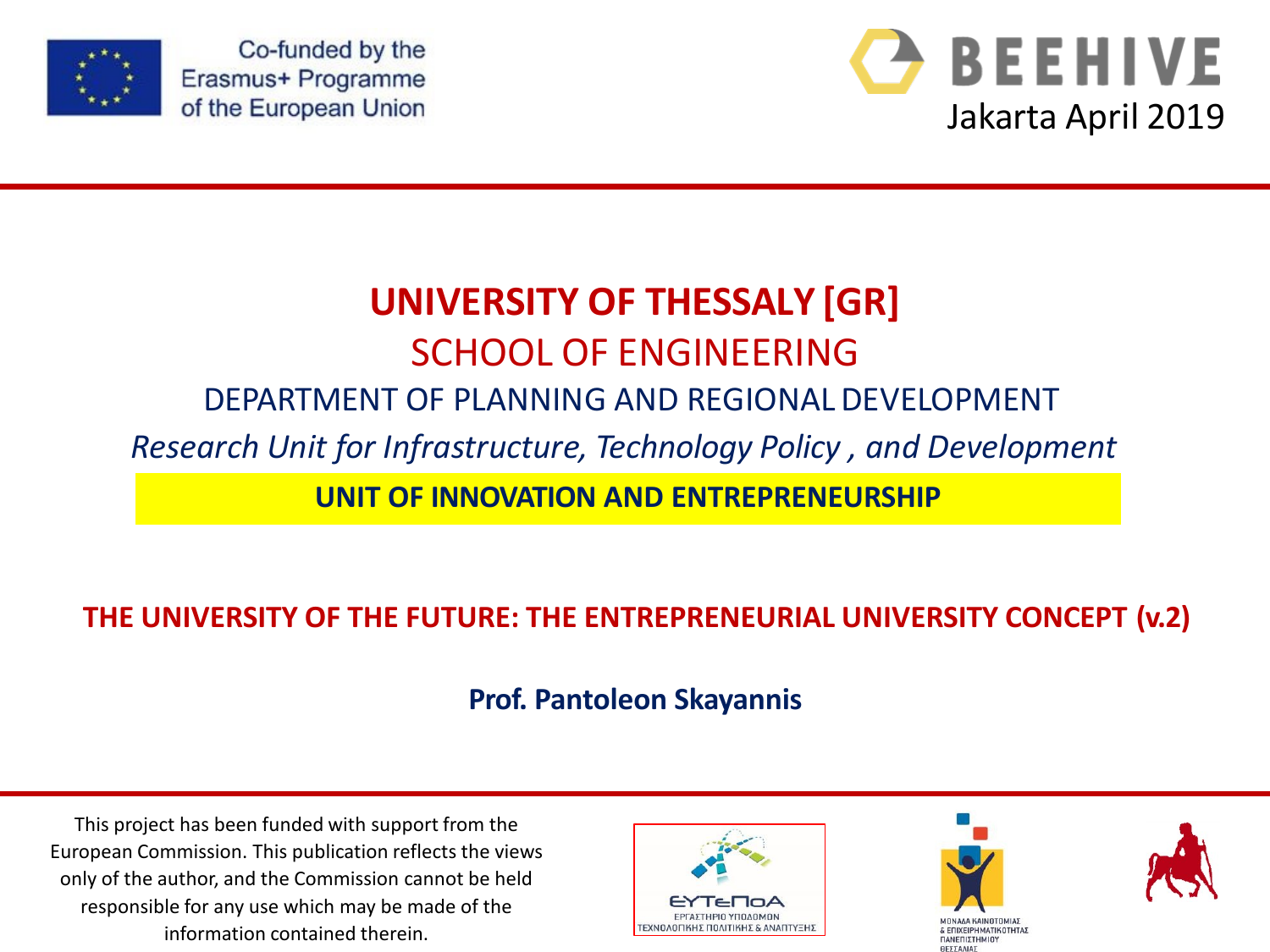Co-funded by the Erasmus+ Programme of the European Union

**BEEHIVE**

Jakarta April 2019

# UNIVERSITY OF THESSALY [GR]

## SCHOOL OF ENGINEERING

### DEPARTMENT OF PLANNING AND REGIONAL DEVELOPMENT

*Research Unit for Infrastructure, Technology Policy , and Development*

**UNIT OF INNOVATION AND ENTREPRENEURSHIP**

**THE UNIVERSITY OF THE FUTURE: THE ENTREPRENEURIAL UNIVERSITY CONCEPT (v.2)**

**Prof. Pantoleon Skayannis**

This project has been funded with support from the European Commission. This publication reflects the views only of the author, and the Commission cannot be held responsible for any use which may be made of the information contained therein.

ΕΥΤεΠοΑ
ΕΡΓΑΣΤΗΡΙΟ ΥΠΟΔΟΜΩΝ ΤΕΧΝΟΛΟΓΙΚΗΣ ΠΟΛΙΤΙΚΗΣ & ΑΝΑΠΤΥΞΗΣ

ΜΟΝΑΔΑ ΚΑΙΝΟΤΟΜΙΑΣ & ΕΠΙΧΕΙΡΗΜΑΤΙΚΟΤΗΤΑΣ ΠΑΝΕΠΙΣΤΗΜΙΟΥ ΘΕΣΣΑΛΙΑΣ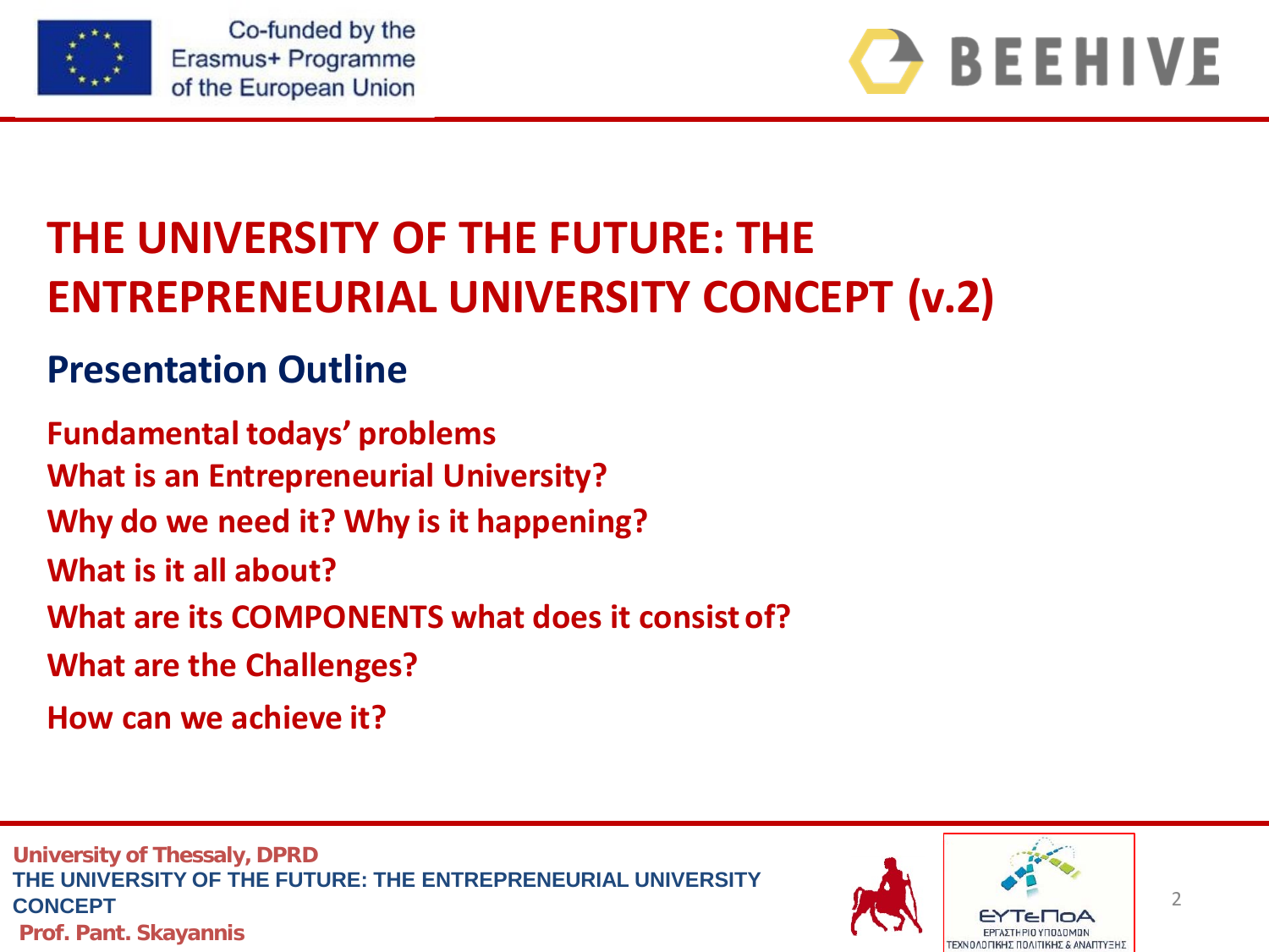# THE UNIVERSITY OF THE FUTURE: THE ENTREPRENEURIAL UNIVERSITY CONCEPT (v.2)

## Presentation Outline

**Fundamental todays' problems**

**What is an Entrepreneurial University?**

**Why do we need it? Why is it happening?**

**What is it all about?**

**What are its COMPONENTS what does it consist of?**

**What are the Challenges?**

**How can we achieve it?**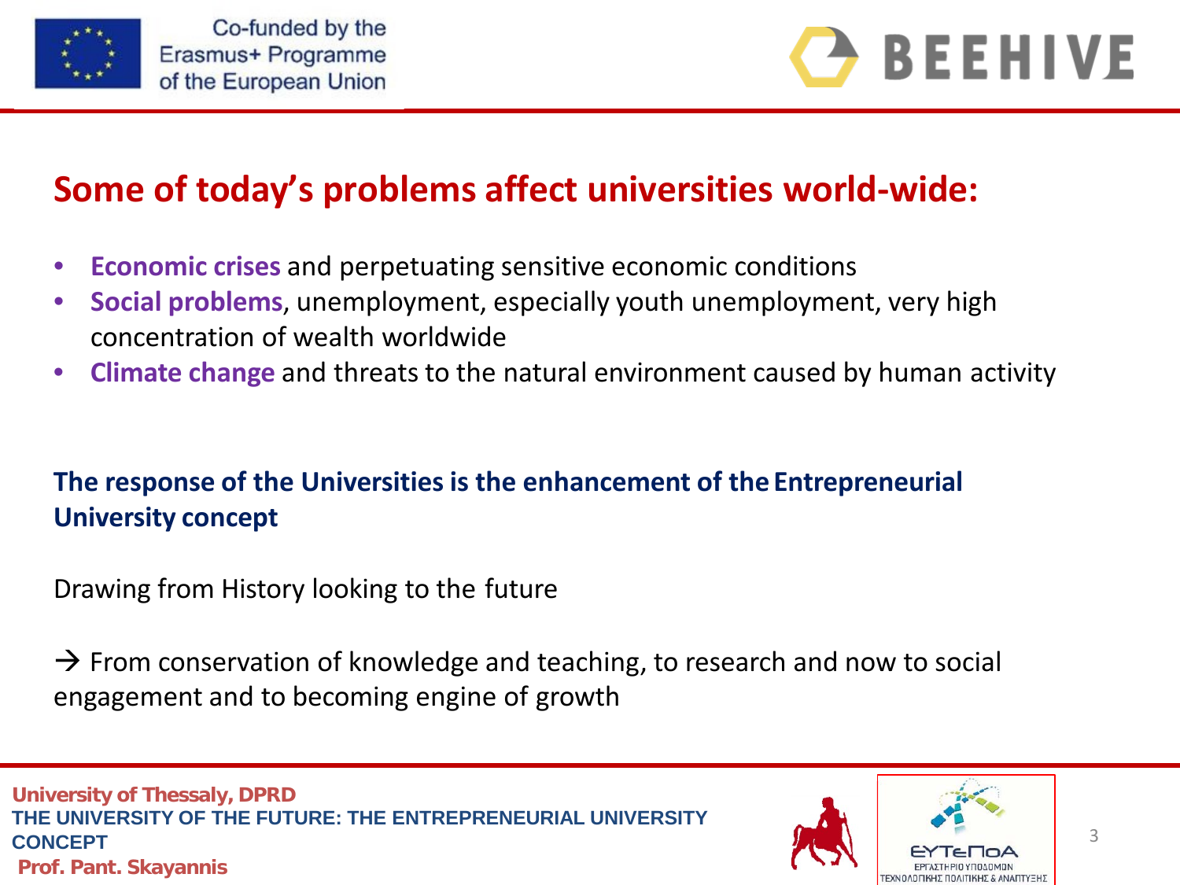## Some of today's problems affect universities world-wide:

- **Economic crises** and perpetuating sensitive economic conditions
- **Social problems**, unemployment, especially youth unemployment, very high concentration of wealth worldwide
- **Climate change** and threats to the natural environment caused by human activity

**The response of the Universities is the enhancement of the Entrepreneurial University concept**

Drawing from History looking to the future

→ From conservation of knowledge and teaching, to research and now to social engagement and to becoming engine of growth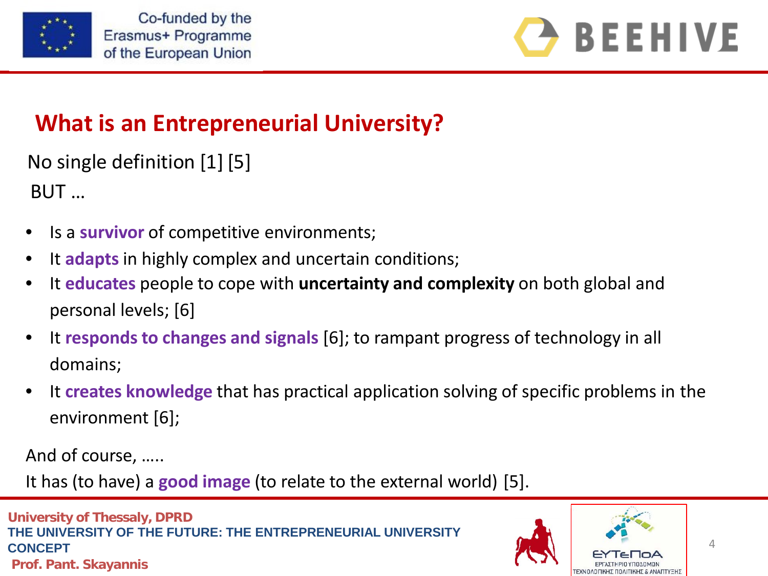## What is an Entrepreneurial University?

No single definition [1] [5]

BUT …

- Is a **survivor** of competitive environments;
- It **adapts** in highly complex and uncertain conditions;
- It **educates** people to cope with **uncertainty and complexity** on both global and personal levels; [6]
- It **responds to changes and signals** [6]; to rampant progress of technology in all domains;
- It **creates knowledge** that has practical application solving of specific problems in the environment [6];

And of course, …..

It has (to have) a **good image** (to relate to the external world) [5].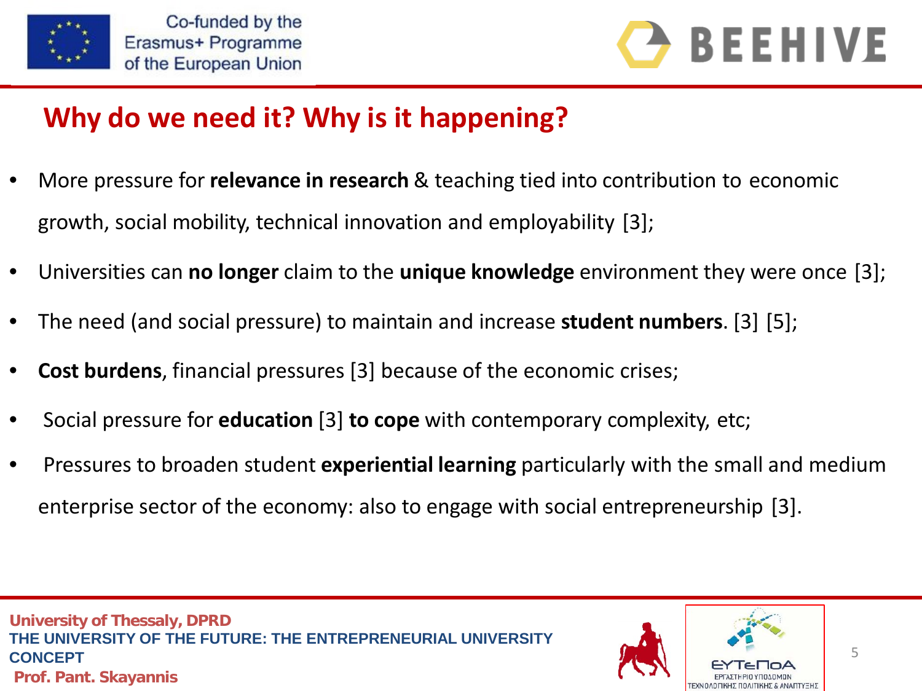## Why do we need it? Why is it happening?

- More pressure for **relevance in research** & teaching tied into contribution to economic growth, social mobility, technical innovation and employability [3];
- Universities can **no longer** claim to the **unique knowledge** environment they were once [3];
- The need (and social pressure) to maintain and increase **student numbers**. [3] [5];
- **Cost burdens**, financial pressures [3] because of the economic crises;
- Social pressure for **education** [3] **to cope** with contemporary complexity, etc;
- Pressures to broaden student **experiential learning** particularly with the small and medium enterprise sector of the economy: also to engage with social entrepreneurship [3].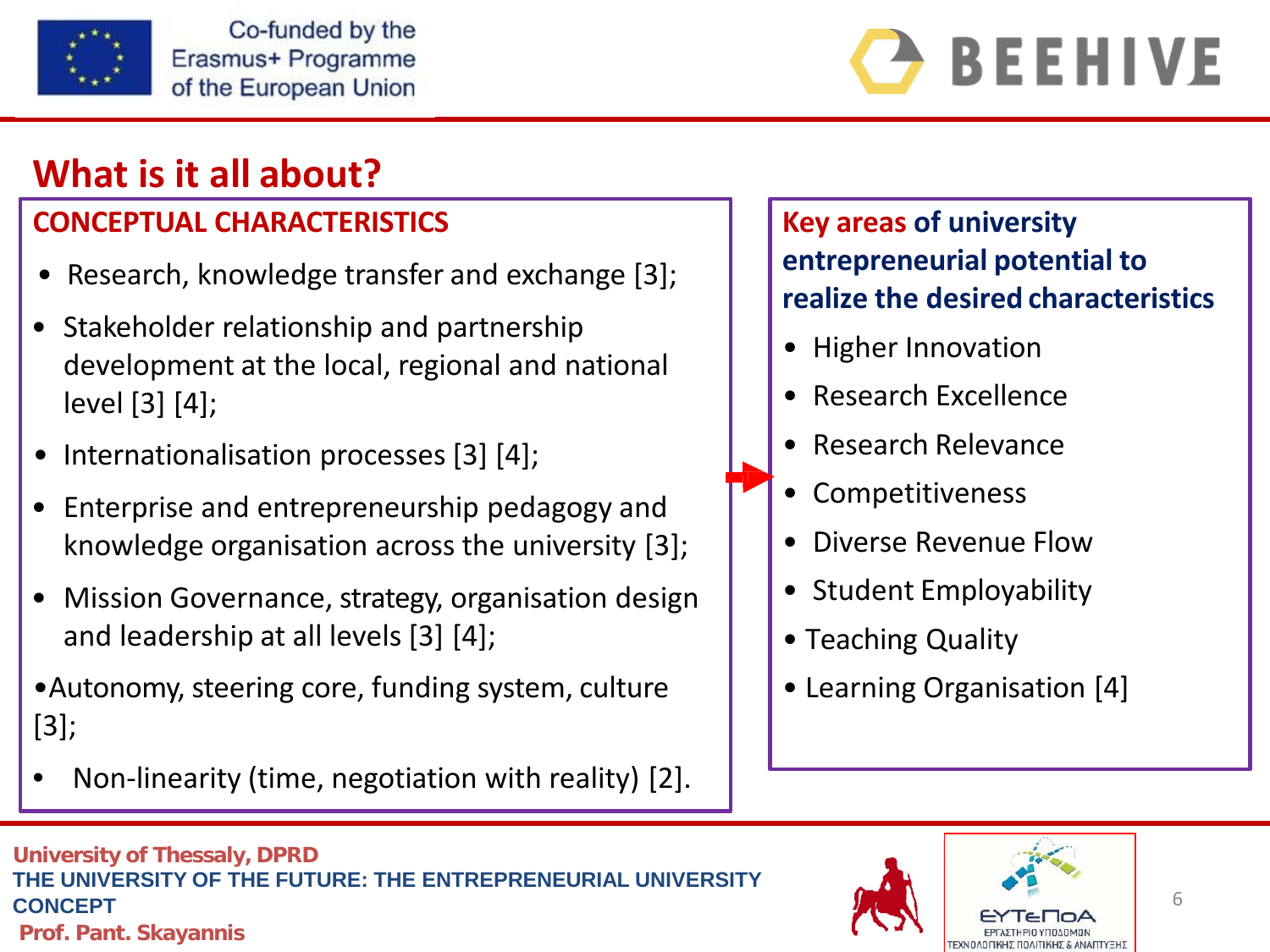# What is it all about?

## CONCEPTUAL CHARACTERISTICS

- Research, knowledge transfer and exchange [3];
- Stakeholder relationship and partnership development at the local, regional and national level [3] [4];
- Internationalisation processes [3] [4];
- Enterprise and entrepreneurship pedagogy and knowledge organisation across the university [3];
- Mission Governance, strategy, organisation design and leadership at all levels [3] [4];
- Autonomy, steering core, funding system, culture [3];
- Non-linearity (time, negotiation with reality) [2].

## Key areas of university entrepreneurial potential to realize the desired characteristics

- Higher Innovation
- Research Excellence
- Research Relevance
- Competitiveness
- Diverse Revenue Flow
- Student Employability
- Teaching Quality
- Learning Organisation [4]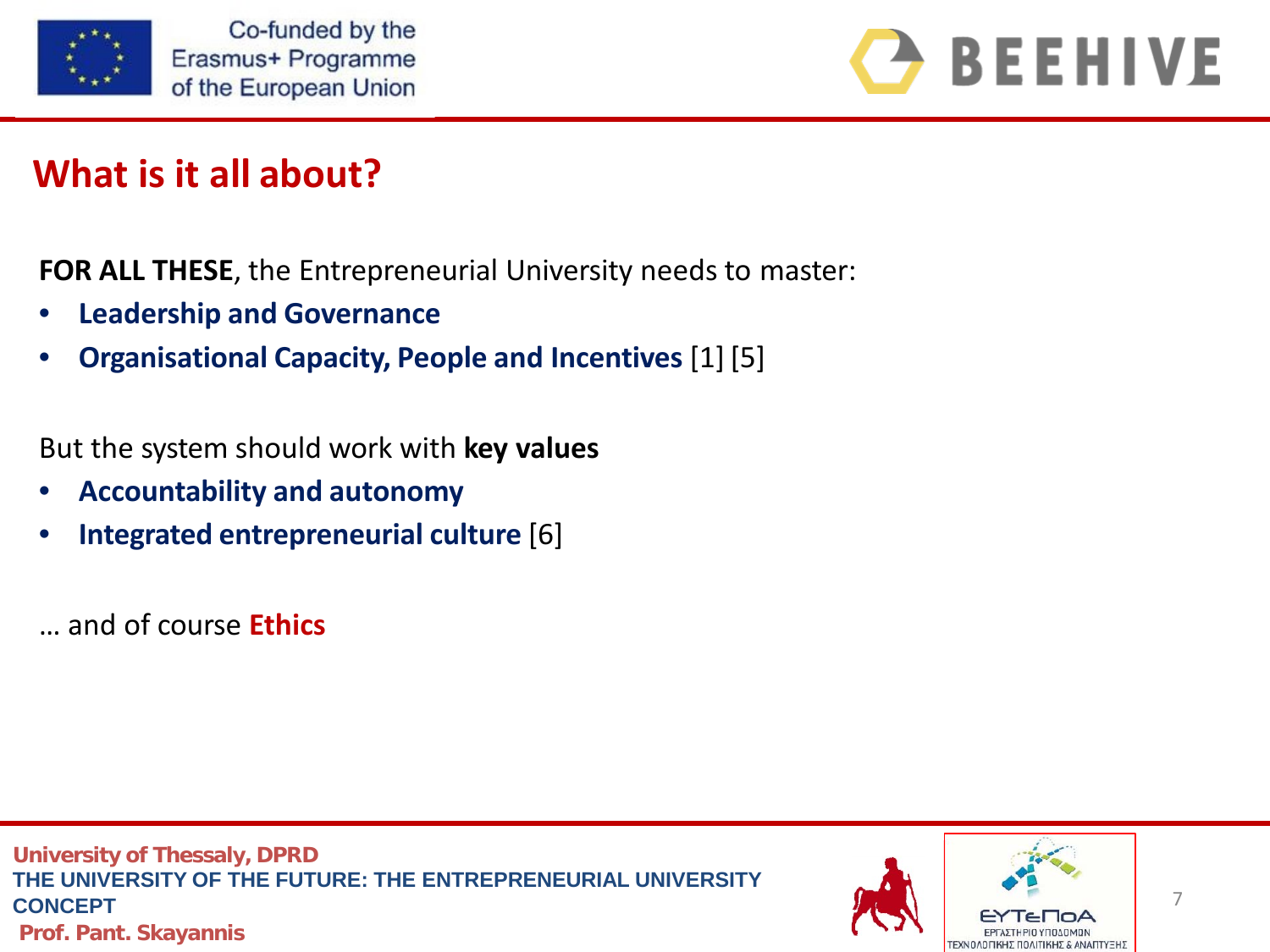## What is it all about?

**FOR ALL THESE**, the Entrepreneurial University needs to master:

- **Leadership and Governance**
- **Organisational Capacity, People and Incentives** [1] [5]

But the system should work with **key values**

- **Accountability and autonomy**
- **Integrated entrepreneurial culture** [6]

… and of course **Ethics**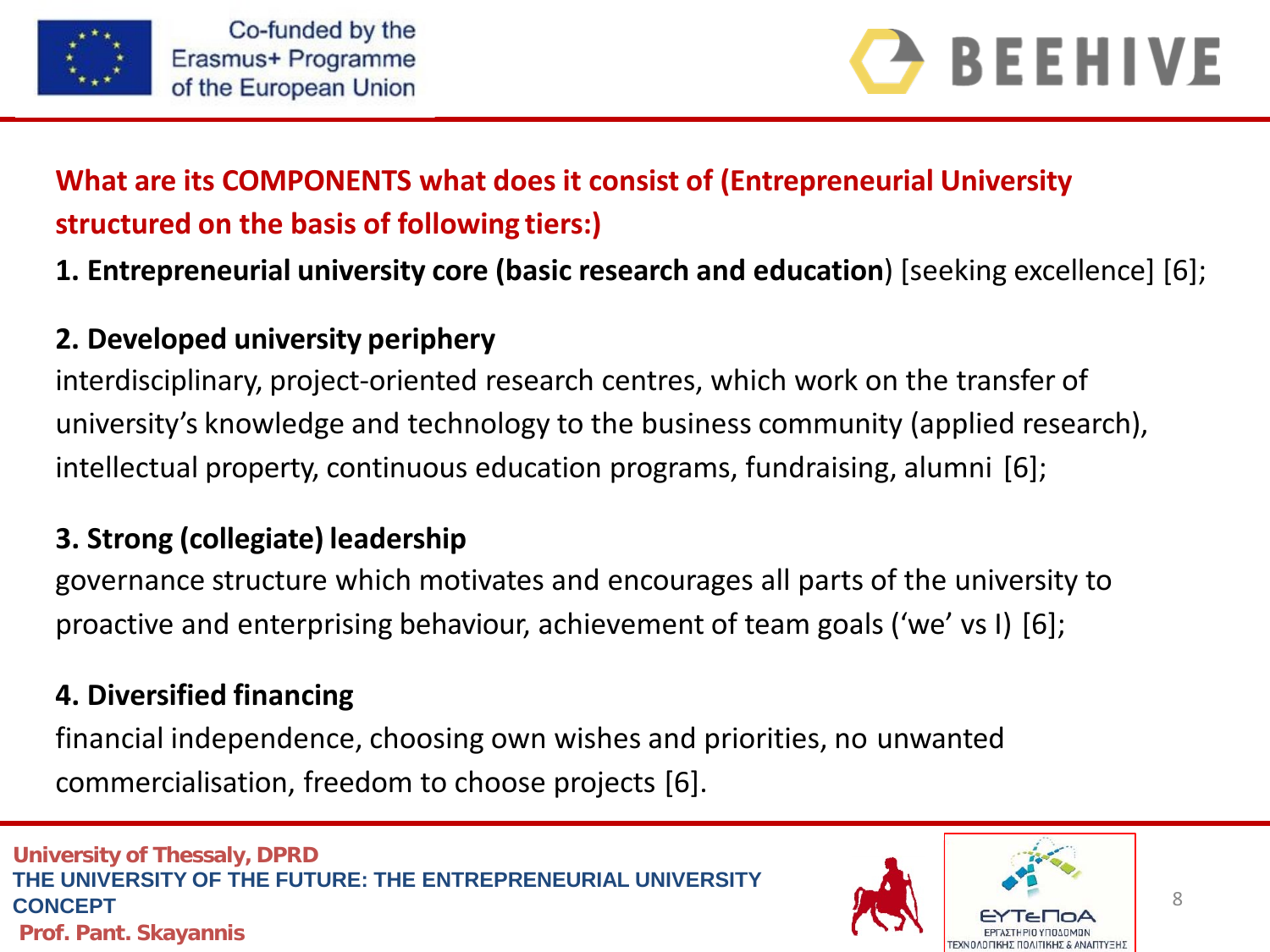## What are its COMPONENTS what does it consist of (Entrepreneurial University structured on the basis of following tiers:)

**1. Entrepreneurial university core (basic research and education**) [seeking excellence] [6];

**2. Developed university periphery**

interdisciplinary, project-oriented research centres, which work on the transfer of university's knowledge and technology to the business community (applied research), intellectual property, continuous education programs, fundraising, alumni [6];

**3. Strong (collegiate) leadership**

governance structure which motivates and encourages all parts of the university to proactive and enterprising behaviour, achievement of team goals ('we' vs I) [6];

**4. Diversified financing**

financial independence, choosing own wishes and priorities, no unwanted commercialisation, freedom to choose projects [6].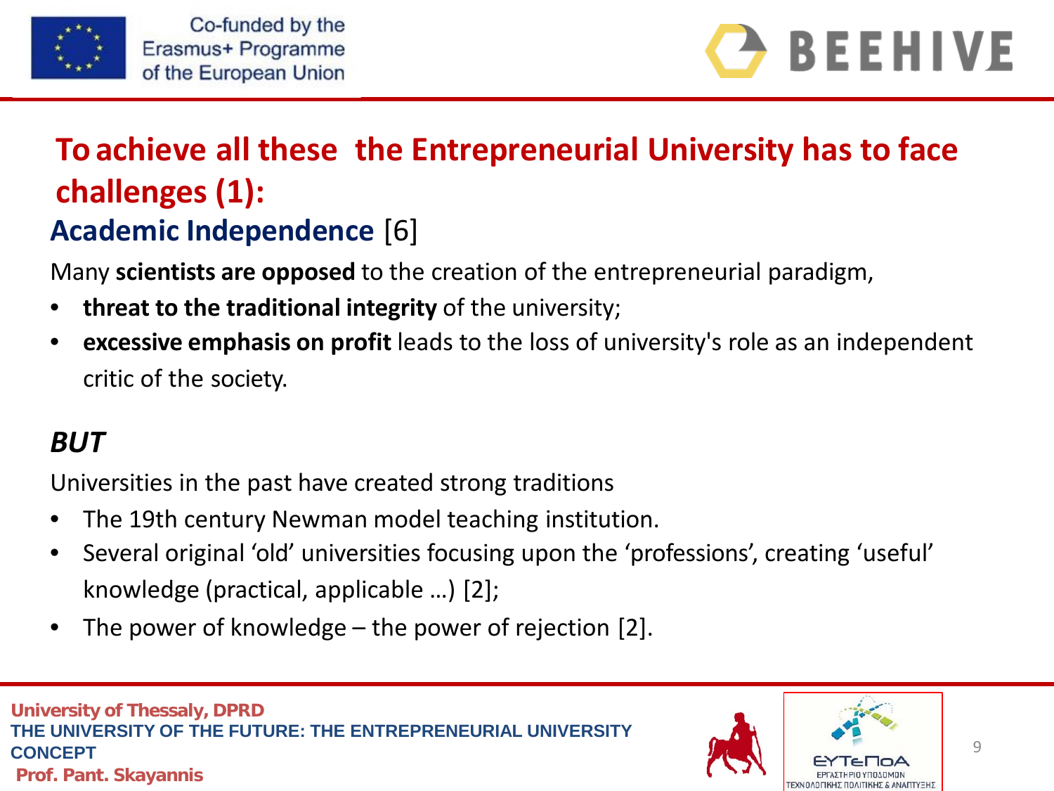# To achieve all these the Entrepreneurial University has to face challenges (1):

## Academic Independence [6]

Many **scientists are opposed** to the creation of the entrepreneurial paradigm,

- **threat to the traditional integrity** of the university;
- **excessive emphasis on profit** leads to the loss of university's role as an independent critic of the society.

***BUT***

Universities in the past have created strong traditions

- The 19th century Newman model teaching institution.
- Several original 'old' universities focusing upon the 'professions', creating 'useful' knowledge (practical, applicable …) [2];
- The power of knowledge – the power of rejection [2].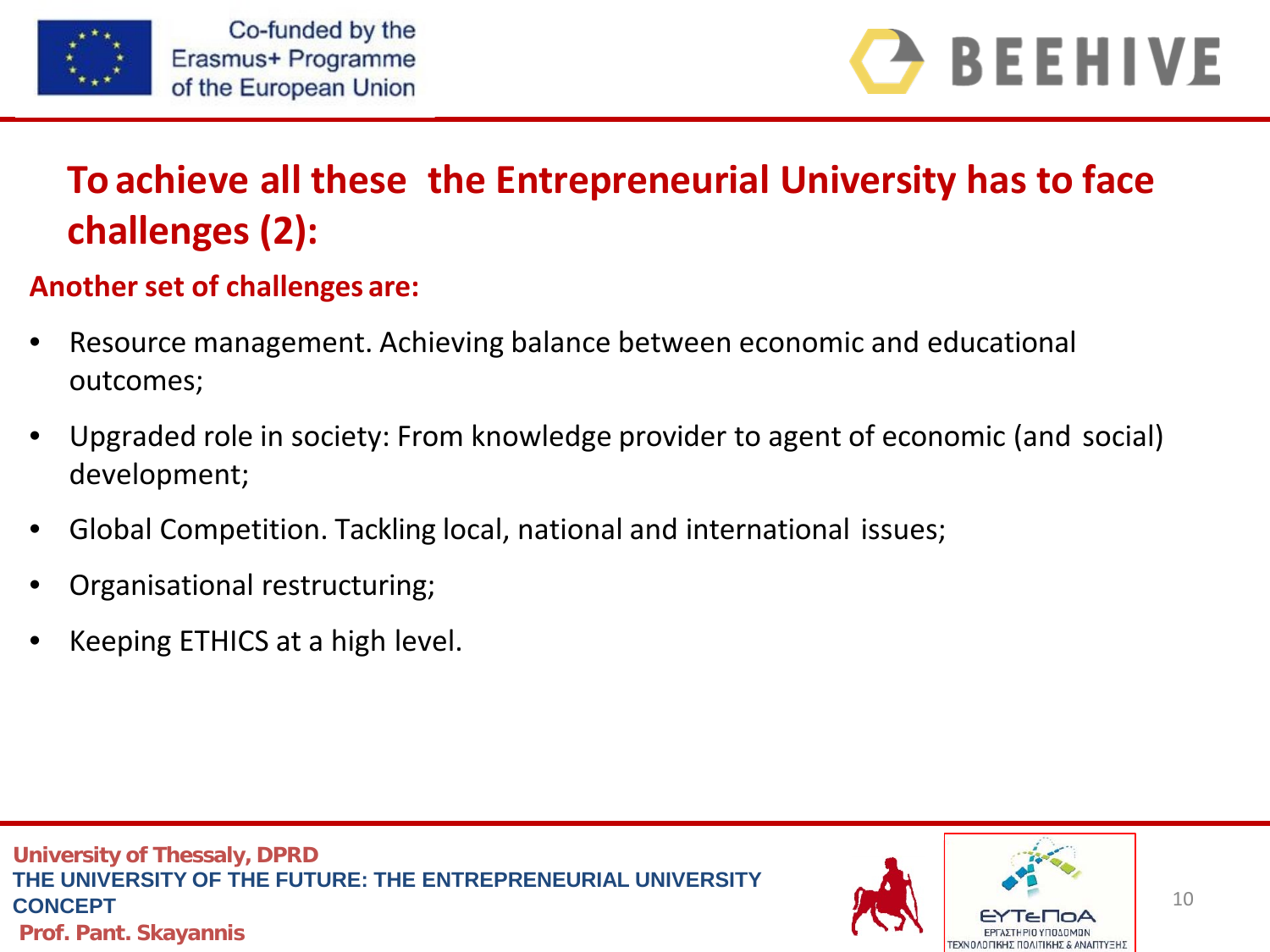## To achieve all these the Entrepreneurial University has to face challenges (2):

**Another set of challenges are:**

- Resource management. Achieving balance between economic and educational outcomes;
- Upgraded role in society: From knowledge provider to agent of economic (and social) development;
- Global Competition. Tackling local, national and international issues;
- Organisational restructuring;
- Keeping ETHICS at a high level.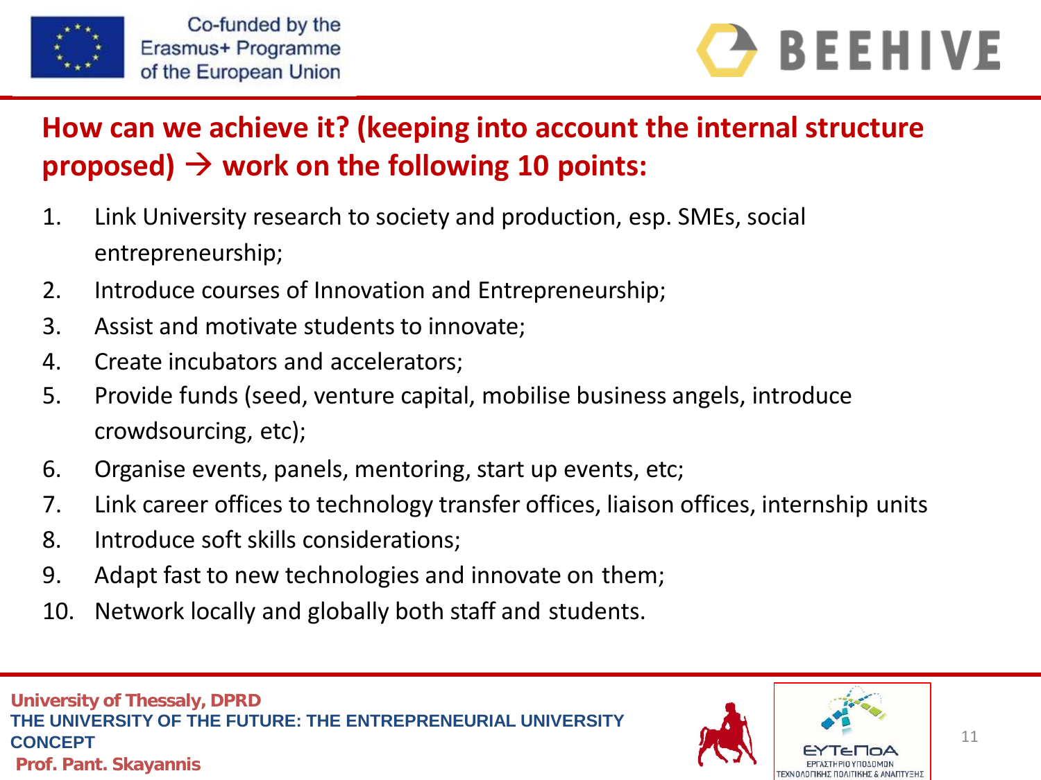## How can we achieve it? (keeping into account the internal structure proposed) → work on the following 10 points:

1. Link University research to society and production, esp. SMEs, social entrepreneurship;
2. Introduce courses of Innovation and Entrepreneurship;
3. Assist and motivate students to innovate;
4. Create incubators and accelerators;
5. Provide funds (seed, venture capital, mobilise business angels, introduce crowdsourcing, etc);
6. Organise events, panels, mentoring, start up events, etc;
7. Link career offices to technology transfer offices, liaison offices, internship units
8. Introduce soft skills considerations;
9. Adapt fast to new technologies and innovate on them;
10. Network locally and globally both staff and students.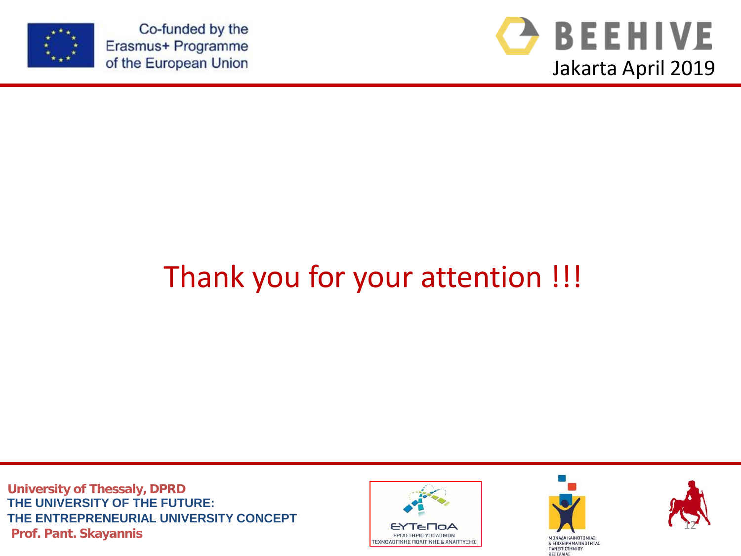# Thank you for your attention !!!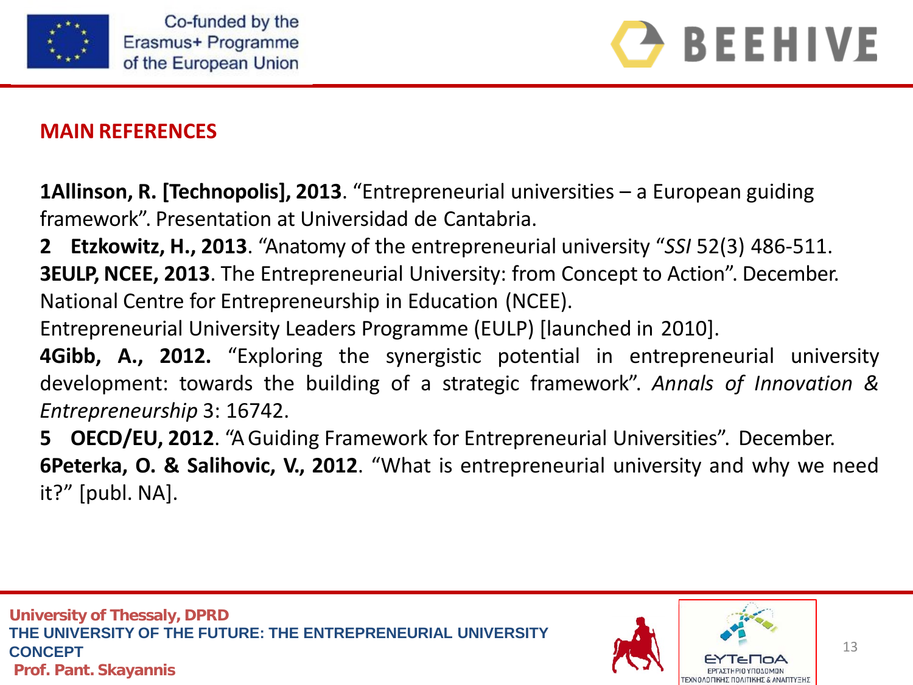## MAIN REFERENCES

**1Allinson, R. [Technopolis], 2013**. "Entrepreneurial universities – a European guiding framework". Presentation at Universidad de Cantabria.

**2 Etzkowitz, H., 2013**. "Anatomy of the entrepreneurial university "*SSI* 52(3) 486-511.

**3EULP, NCEE, 2013**. The Entrepreneurial University: from Concept to Action". December. National Centre for Entrepreneurship in Education (NCEE).
Entrepreneurial University Leaders Programme (EULP) [launched in 2010].

**4Gibb, A., 2012.** "Exploring the synergistic potential in entrepreneurial university development: towards the building of a strategic framework". *Annals of Innovation & Entrepreneurship* 3: 16742.

**5 OECD/EU, 2012**. "A Guiding Framework for Entrepreneurial Universities". December.

**6Peterka, O. & Salihovic, V., 2012**. "What is entrepreneurial university and why we need it?" [publ. NA].